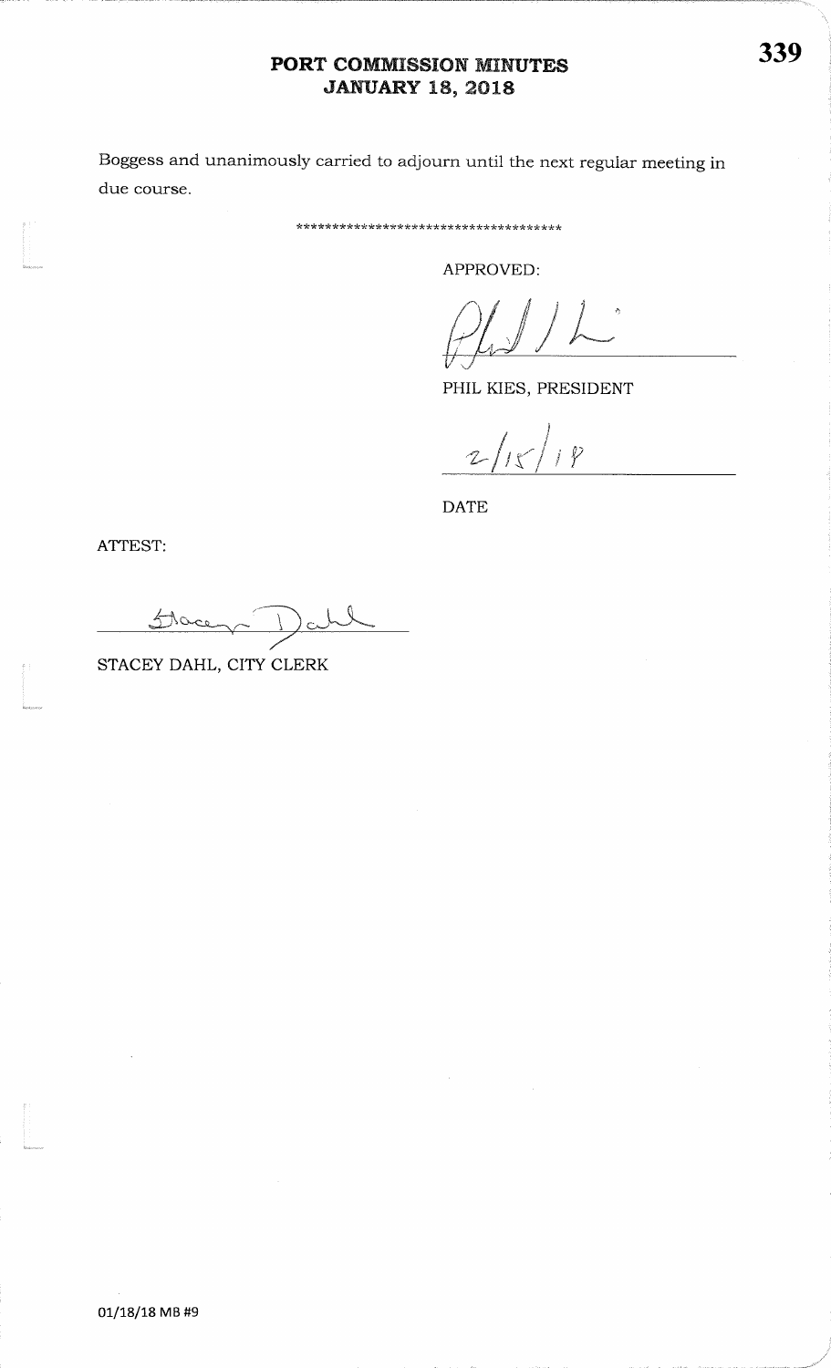# PORT COMMISSION MINUTES
## JANUARY 18, 2018

Boggess and unanimously carried to adjourn until the next regular meeting in due course.

************************************

APPROVED:

PHIL KIES, PRESIDENT

2/15/18

DATE

ATTEST:

STACEY DAHL, CITY CLERK

01/18/18 MB #9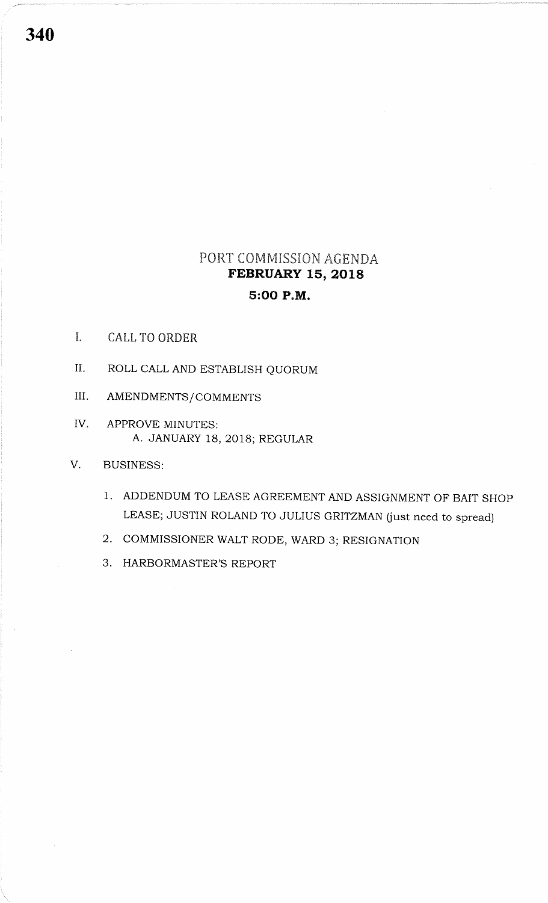# PORT COMMISSION AGENDA

## FEBRUARY 15, 2018

## 5:00 P.M.

I. CALL TO ORDER

II. ROLL CALL AND ESTABLISH QUORUM

III. AMENDMENTS/COMMENTS

IV. APPROVE MINUTES:
   A. JANUARY 18, 2018; REGULAR

V. BUSINESS:

   1. ADDENDUM TO LEASE AGREEMENT AND ASSIGNMENT OF BAIT SHOP LEASE; JUSTIN ROLAND TO JULIUS GRITZMAN (just need to spread)
   2. COMMISSIONER WALT RODE, WARD 3; RESIGNATION
   3. HARBORMASTER'S REPORT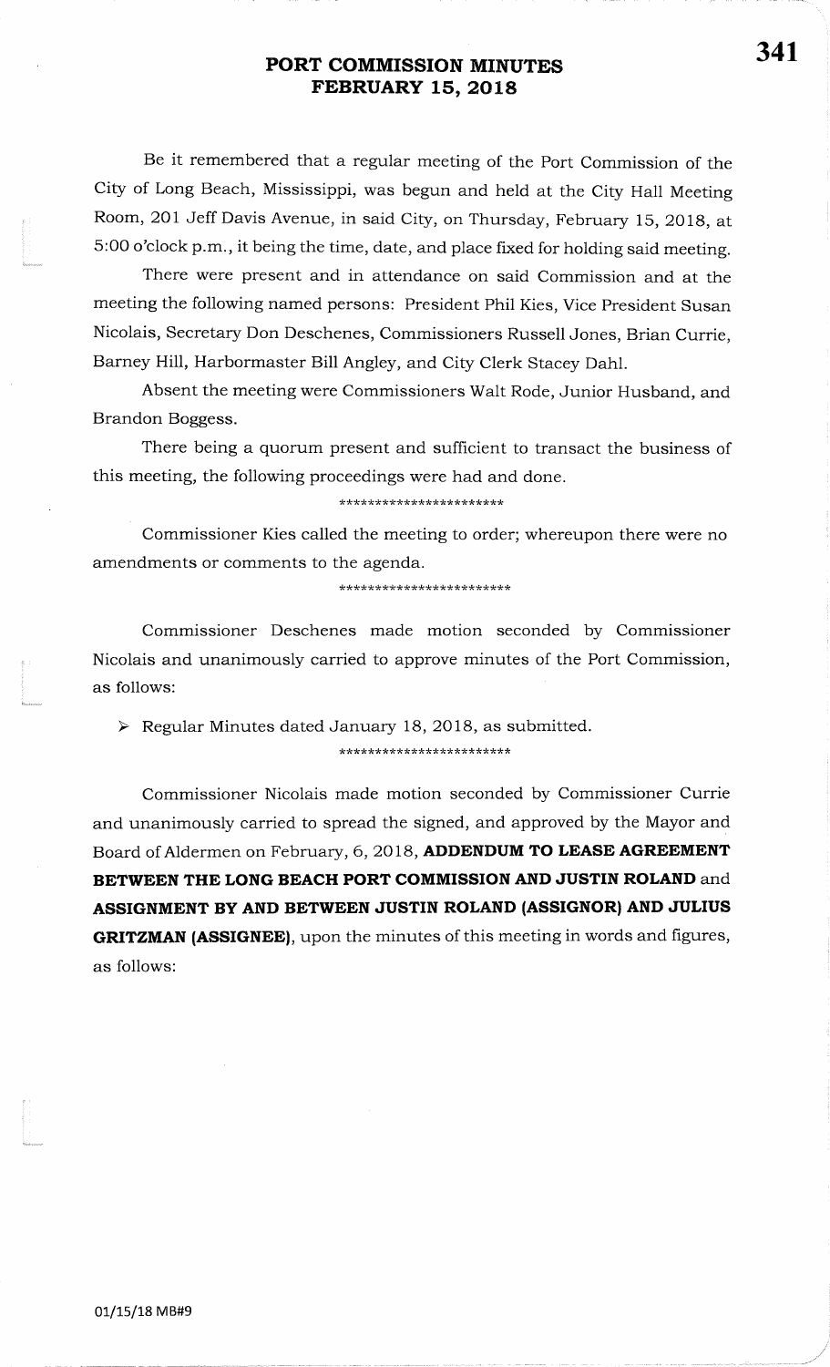# PORT COMMISSION MINUTES
# FEBRUARY 15, 2018

Be it remembered that a regular meeting of the Port Commission of the City of Long Beach, Mississippi, was begun and held at the City Hall Meeting Room, 201 Jeff Davis Avenue, in said City, on Thursday, February 15, 2018, at 5:00 o'clock p.m., it being the time, date, and place fixed for holding said meeting.

There were present and in attendance on said Commission and at the meeting the following named persons: President Phil Kies, Vice President Susan Nicolais, Secretary Don Deschenes, Commissioners Russell Jones, Brian Currie, Barney Hill, Harbormaster Bill Angley, and City Clerk Stacey Dahl.

Absent the meeting were Commissioners Walt Rode, Junior Husband, and Brandon Boggess.

There being a quorum present and sufficient to transact the business of this meeting, the following proceedings were had and done.

*************************

Commissioner Kies called the meeting to order; whereupon there were no amendments or comments to the agenda.

*************************

Commissioner Deschenes made motion seconded by Commissioner Nicolais and unanimously carried to approve minutes of the Port Commission, as follows:

- Regular Minutes dated January 18, 2018, as submitted.

*************************

Commissioner Nicolais made motion seconded by Commissioner Currie and unanimously carried to spread the signed, and approved by the Mayor and Board of Aldermen on February, 6, 2018, **ADDENDUM TO LEASE AGREEMENT BETWEEN THE LONG BEACH PORT COMMISSION AND JUSTIN ROLAND** and **ASSIGNMENT BY AND BETWEEN JUSTIN ROLAND (ASSIGNOR) AND JULIUS GRITZMAN (ASSIGNEE)**, upon the minutes of this meeting in words and figures, as follows:

01/15/18 MB#9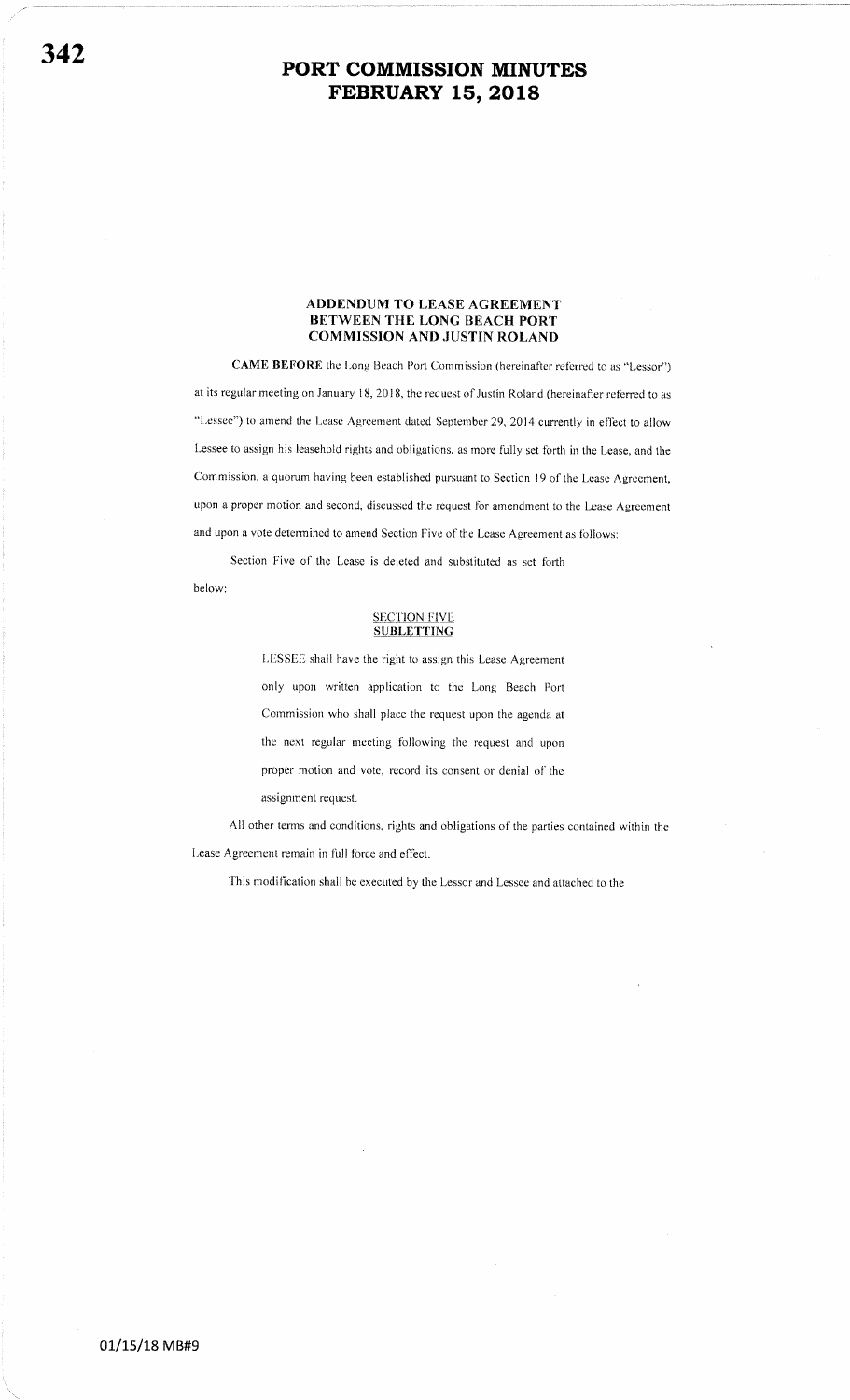## ADDENDUM TO LEASE AGREEMENT BETWEEN THE LONG BEACH PORT COMMISSION AND JUSTIN ROLAND

**CAME BEFORE** the Long Beach Port Commission (hereinafter referred to as "Lessor") at its regular meeting on January 18, 2018, the request of Justin Roland (hereinafter referred to as "Lessee") to amend the Lease Agreement dated September 29, 2014 currently in effect to allow Lessee to assign his leasehold rights and obligations, as more fully set forth in the Lease, and the Commission, a quorum having been established pursuant to Section 19 of the Lease Agreement, upon a proper motion and second, discussed the request for amendment to the Lease Agreement and upon a vote determined to amend Section Five of the Lease Agreement as follows:

Section Five of the Lease is deleted and substituted as set forth below:

<u>SECTION FIVE</u>
**<u>SUBLETTING</u>**

> LESSEE shall have the right to assign this Lease Agreement only upon written application to the Long Beach Port Commission who shall place the request upon the agenda at the next regular meeting following the request and upon proper motion and vote, record its consent or denial of the assignment request.

All other terms and conditions, rights and obligations of the parties contained within the Lease Agreement remain in full force and effect.

This modification shall be executed by the Lessor and Lessee and attached to the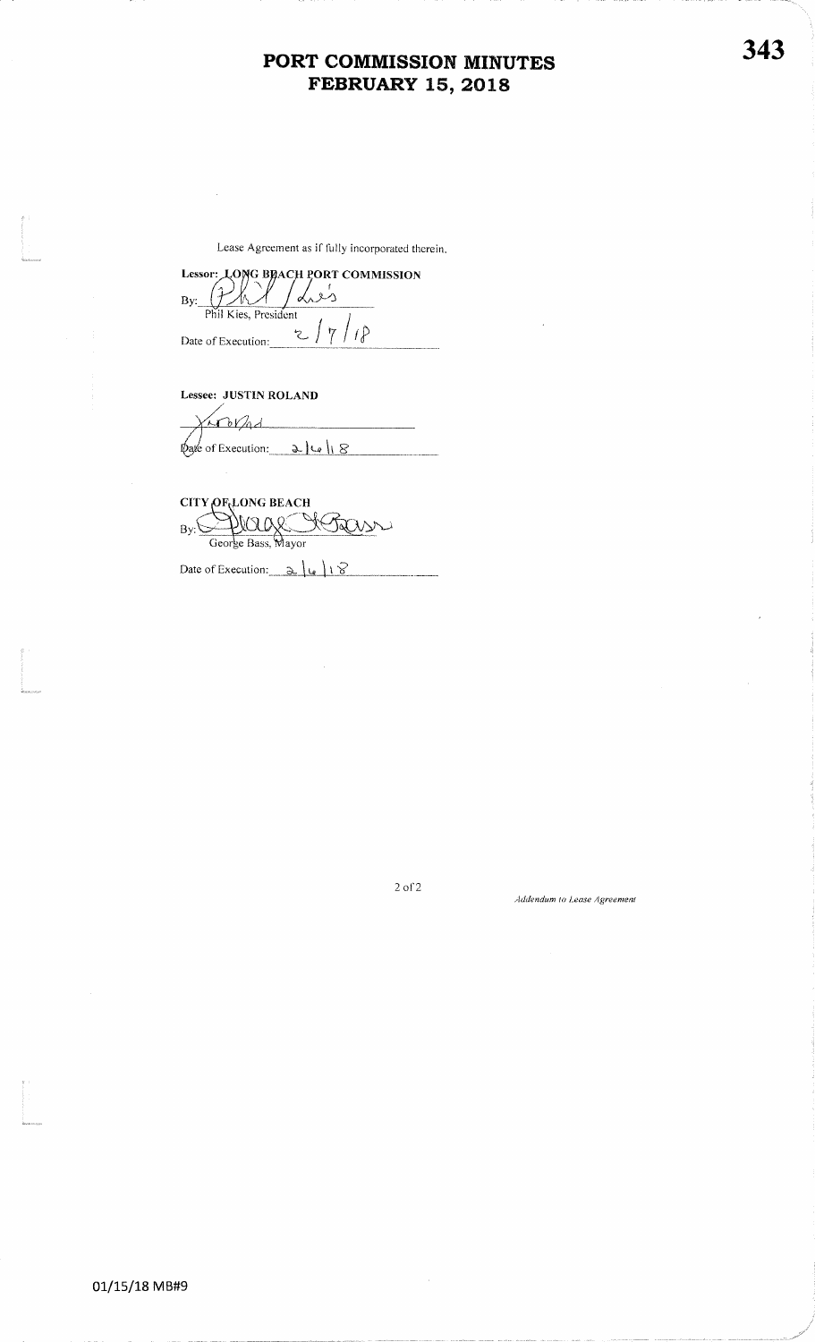Lease Agreement as if fully incorporated therein.

**Lessor: LONG BEACH PORT COMMISSION**

By: _______________
Phil Kies, President

Date of Execution: 2/7/18

**Lessee: JUSTIN ROLAND**

_______________

Date of Execution: 2/6/18

**CITY OF LONG BEACH**

By: _______________
George Bass, Mayor

Date of Execution: 2/6/18

*Addendum to Lease Agreement*

01/15/18 MB#9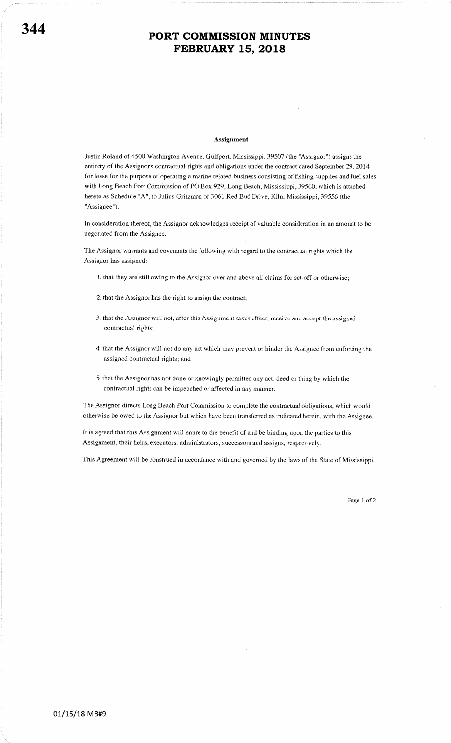**Assignment**

Justin Roland of 4500 Washington Avenue, Gulfport, Mississippi, 39507 (the "Assignor") assigns the entirety of the Assignor's contractual rights and obligations under the contract dated September 29, 2014 for lease for the purpose of operating a marine related business consisting of fishing supplies and fuel sales with Long Beach Port Commission of PO Box 929, Long Beach, Mississippi, 39560, which is attached hereto as Schedule "A", to Julius Gritzman of 3061 Red Bud Drive, Kiln, Mississippi, 39556 (the "Assignee").

In consideration thereof, the Assignor acknowledges receipt of valuable consideration in an amount to be negotiated from the Assignee.

The Assignor warrants and covenants the following with regard to the contractual rights which the Assignor has assigned:

1. that they are still owing to the Assignor over and above all claims for set-off or otherwise;
2. that the Assignor has the right to assign the contract;
3. that the Assignor will not, after this Assignment takes effect, receive and accept the assigned contractual rights;
4. that the Assignor will not do any act which may prevent or hinder the Assignee from enforcing the assigned contractual rights; and
5. that the Assignor has not done or knowingly permitted any act, deed or thing by which the contractual rights can be impeached or affected in any manner.

The Assignor directs Long Beach Port Commission to complete the contractual obligations, which would otherwise be owed to the Assignor but which have been transferred as indicated herein, with the Assignee.

It is agreed that this Assignment will enure to the benefit of and be binding upon the parties to this Assignment, their heirs, executors, administrators, successors and assigns, respectively.

This Agreement will be construed in accordance with and governed by the laws of the State of Mississippi.

01/15/18 MB#9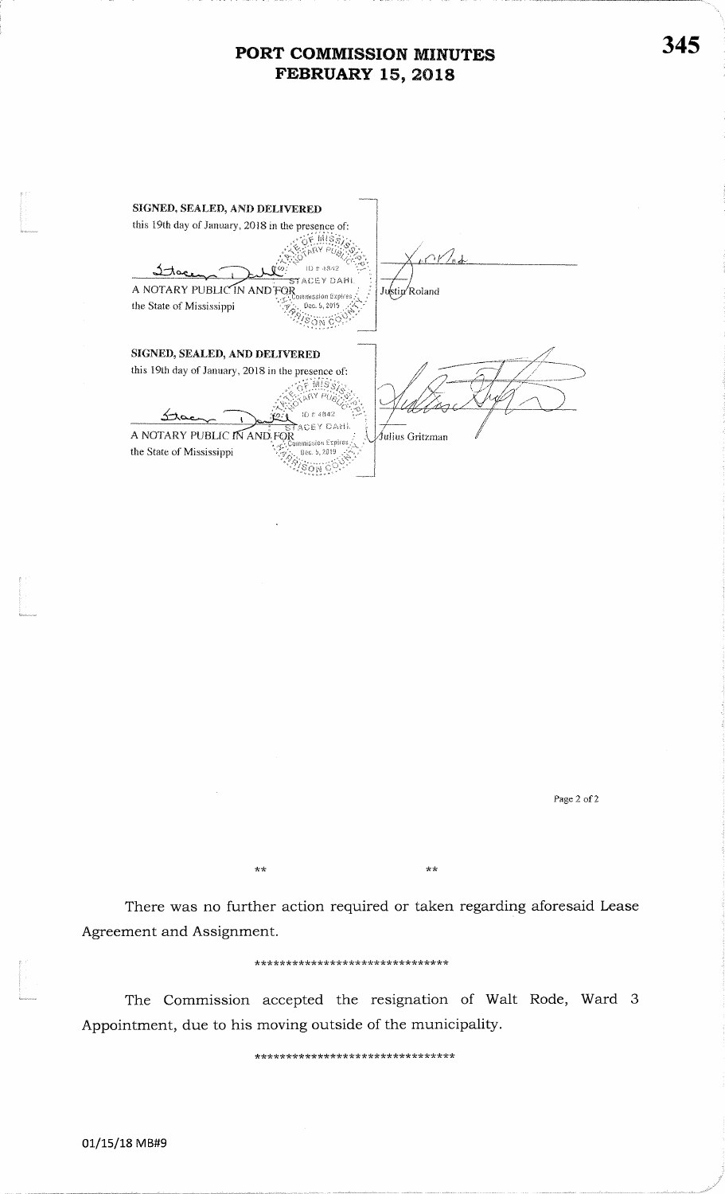**SIGNED, SEALED, AND DELIVERED**
this 19th day of January, 2018 in the presence of:

A NOTARY PUBLIC IN AND FOR
the State of Mississippi

STACEY DAHL
ID # 48442
Commission Expires
Dec. 5, 2019

Justin Roland

**SIGNED, SEALED, AND DELIVERED**
this 19th day of January, 2018 in the presence of:

A NOTARY PUBLIC IN AND FOR
the State of Mississippi

STACEY DAHL
ID # 48442
Commission Expires
Dec. 5, 2019

Julius Gritzman

Page 2 of 2

** **

There was no further action required or taken regarding aforesaid Lease Agreement and Assignment.

******************************

The Commission accepted the resignation of Walt Rode, Ward 3 Appointment, due to his moving outside of the municipality.

********************************

01/15/18 MB#9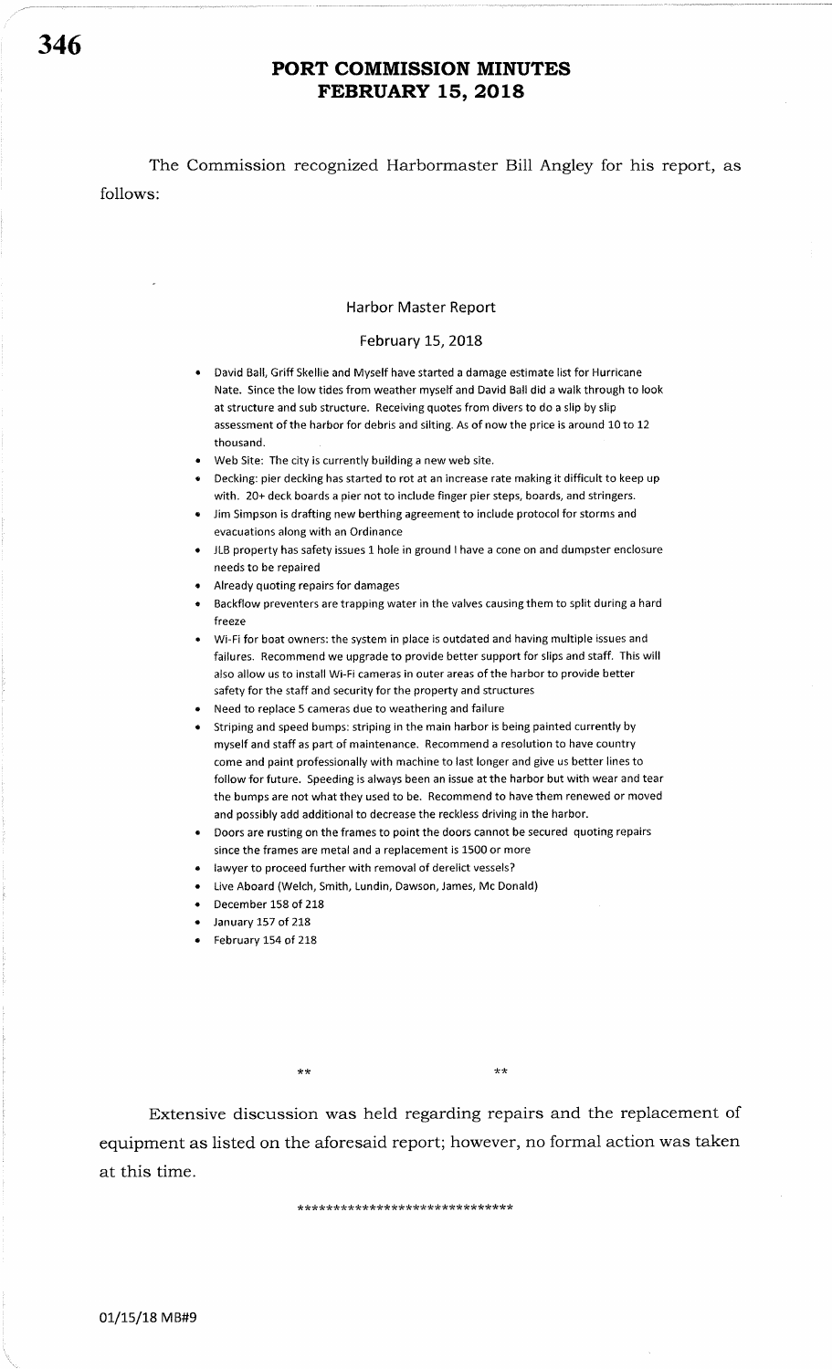# PORT COMMISSION MINUTES
# FEBRUARY 15, 2018

The Commission recognized Harbormaster Bill Angley for his report, as follows:

## Harbor Master Report

February 15, 2018

- David Ball, Griff Skellie and Myself have started a damage estimate list for Hurricane Nate. Since the low tides from weather myself and David Ball did a walk through to look at structure and sub structure. Receiving quotes from divers to do a slip by slip assessment of the harbor for debris and silting. As of now the price is around 10 to 12 thousand.
- Web Site: The city is currently building a new web site.
- Decking: pier decking has started to rot at an increase rate making it difficult to keep up with. 20+ deck boards a pier not to include finger pier steps, boards, and stringers.
- Jim Simpson is drafting new berthing agreement to include protocol for storms and evacuations along with an Ordinance
- JLB property has safety issues 1 hole in ground I have a cone on and dumpster enclosure needs to be repaired
- Already quoting repairs for damages
- Backflow preventers are trapping water in the valves causing them to split during a hard freeze
- Wi-Fi for boat owners: the system in place is outdated and having multiple issues and failures. Recommend we upgrade to provide better support for slips and staff. This will also allow us to install Wi-Fi cameras in outer areas of the harbor to provide better safety for the staff and security for the property and structures
- Need to replace 5 cameras due to weathering and failure
- Striping and speed bumps: striping in the main harbor is being painted currently by myself and staff as part of maintenance. Recommend a resolution to have country come and paint professionally with machine to last longer and give us better lines to follow for future. Speeding is always been an issue at the harbor but with wear and tear the bumps are not what they used to be. Recommend to have them renewed or moved and possibly add additional to decrease the reckless driving in the harbor.
- Doors are rusting on the frames to point the doors cannot be secured quoting repairs since the frames are metal and a replacement is 1500 or more
- lawyer to proceed further with removal of derelict vessels?
- Live Aboard (Welch, Smith, Lundin, Dawson, James, Mc Donald)
- December 158 of 218
- January 157 of 218
- February 154 of 218

** **

Extensive discussion was held regarding repairs and the replacement of equipment as listed on the aforesaid report; however, no formal action was taken at this time.

******************************

01/15/18 MB#9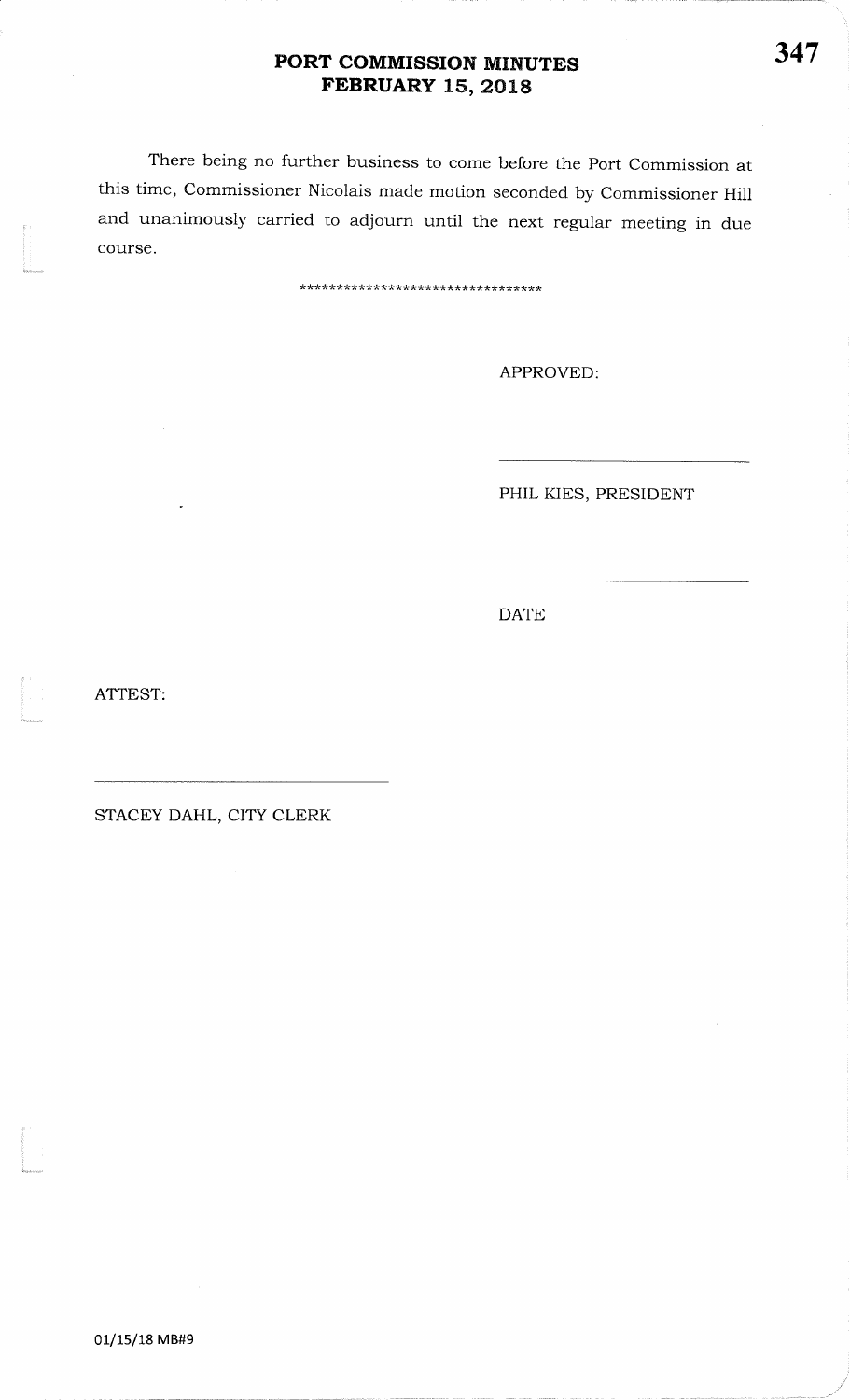**PORT COMMISSION MINUTES**
**FEBRUARY 15, 2018**

There being no further business to come before the Port Commission at this time, Commissioner Nicolais made motion seconded by Commissioner Hill and unanimously carried to adjourn until the next regular meeting in due course.

********************************

APPROVED:

\_\_\_\_\_\_\_\_\_\_\_\_\_\_\_\_\_\_\_\_\_\_\_\_\_\_

PHIL KIES, PRESIDENT

\_\_\_\_\_\_\_\_\_\_\_\_\_\_\_\_\_\_\_\_\_\_\_\_\_\_

DATE

ATTEST:

\_\_\_\_\_\_\_\_\_\_\_\_\_\_\_\_\_\_\_\_\_\_\_\_\_\_

STACEY DAHL, CITY CLERK

01/15/18 MB#9